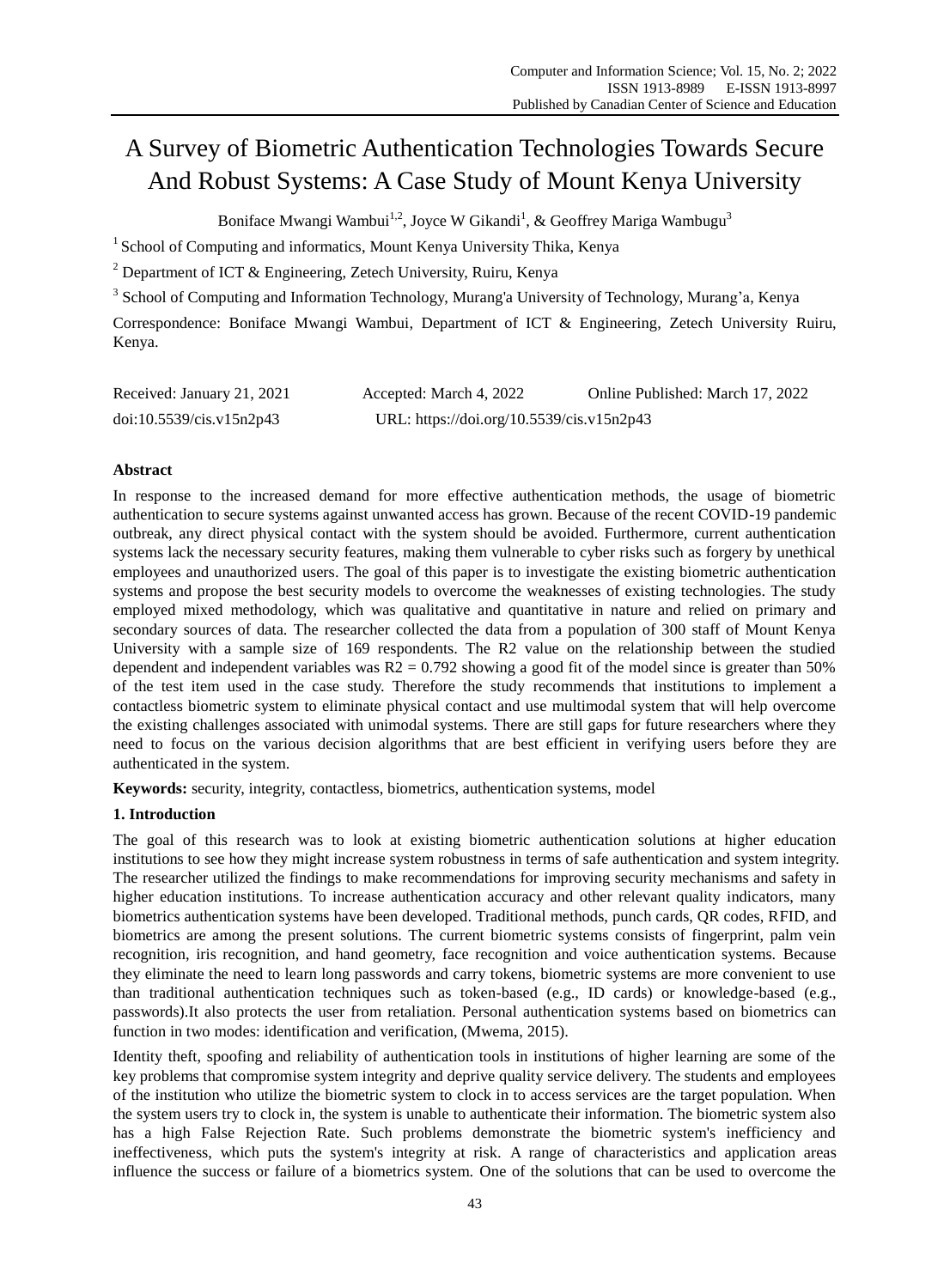# A Survey of Biometric Authentication Technologies Towards Secure And Robust Systems: A Case Study of Mount Kenya University

Boniface Mwangi Wambui[1,2], Joyce W Gikandi[1], & Geoffrey Mariga Wambugu[3]

[1] School of Computing and informatics, Mount Kenya University Thika, Kenya

[2] Department of ICT & Engineering, Zetech University, Ruiru, Kenya

[3] School of Computing and Information Technology, Murang'a University of Technology, Murang'a, Kenya

Correspondence: Boniface Mwangi Wambui, Department of ICT & Engineering, Zetech University Ruiru, Kenya.

Received: January 21, 2021 Accepted: March 4, 2022 Online Published: March 17, 2022

doi:10.5539/cis.v15n2p43 URL: https://doi.org/10.5539/cis.v15n2p43

## Abstract

In response to the increased demand for more effective authentication methods, the usage of biometric authentication to secure systems against unwanted access has grown. Because of the recent COVID-19 pandemic outbreak, any direct physical contact with the system should be avoided. Furthermore, current authentication systems lack the necessary security features, making them vulnerable to cyber risks such as forgery by unethical employees and unauthorized users. The goal of this paper is to investigate the existing biometric authentication systems and propose the best security models to overcome the weaknesses of existing technologies. The study employed mixed methodology, which was qualitative and quantitative in nature and relied on primary and secondary sources of data. The researcher collected the data from a population of 300 staff of Mount Kenya University with a sample size of 169 respondents. The R2 value on the relationship between the studied dependent and independent variables was $R2 = 0.792$ showing a good fit of the model since is greater than 50% of the test item used in the case study. Therefore the study recommends that institutions to implement a contactless biometric system to eliminate physical contact and use multimodal system that will help overcome the existing challenges associated with unimodal systems. There are still gaps for future researchers where they need to focus on the various decision algorithms that are best efficient in verifying users before they are authenticated in the system.

**Keywords:** security, integrity, contactless, biometrics, authentication systems, model

## 1. Introduction

The goal of this research was to look at existing biometric authentication solutions at higher education institutions to see how they might increase system robustness in terms of safe authentication and system integrity. The researcher utilized the findings to make recommendations for improving security mechanisms and safety in higher education institutions. To increase authentication accuracy and other relevant quality indicators, many biometrics authentication systems have been developed. Traditional methods, punch cards, QR codes, RFID, and biometrics are among the present solutions. The current biometric systems consists of fingerprint, palm vein recognition, iris recognition, and hand geometry, face recognition and voice authentication systems. Because they eliminate the need to learn long passwords and carry tokens, biometric systems are more convenient to use than traditional authentication techniques such as token-based (e.g., ID cards) or knowledge-based (e.g., passwords).It also protects the user from retaliation. Personal authentication systems based on biometrics can function in two modes: identification and verification, (Mwema, 2015).

Identity theft, spoofing and reliability of authentication tools in institutions of higher learning are some of the key problems that compromise system integrity and deprive quality service delivery. The students and employees of the institution who utilize the biometric system to clock in to access services are the target population. When the system users try to clock in, the system is unable to authenticate their information. The biometric system also has a high False Rejection Rate. Such problems demonstrate the biometric system's inefficiency and ineffectiveness, which puts the system's integrity at risk. A range of characteristics and application areas influence the success or failure of a biometrics system. One of the solutions that can be used to overcome the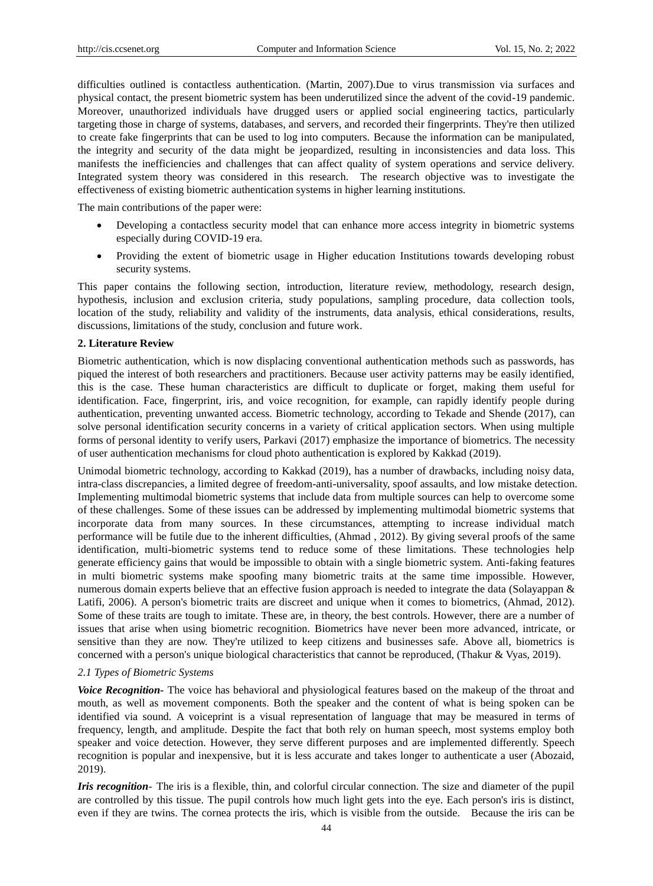difficulties outlined is contactless authentication. (Martin, 2007).Due to virus transmission via surfaces and physical contact, the present biometric system has been underutilized since the advent of the covid-19 pandemic. Moreover, unauthorized individuals have drugged users or applied social engineering tactics, particularly targeting those in charge of systems, databases, and servers, and recorded their fingerprints. They're then utilized to create fake fingerprints that can be used to log into computers. Because the information can be manipulated, the integrity and security of the data might be jeopardized, resulting in inconsistencies and data loss. This manifests the inefficiencies and challenges that can affect quality of system operations and service delivery. Integrated system theory was considered in this research. The research objective was to investigate the effectiveness of existing biometric authentication systems in higher learning institutions.

The main contributions of the paper were:

- Developing a contactless security model that can enhance more access integrity in biometric systems especially during COVID-19 era.
- Providing the extent of biometric usage in Higher education Institutions towards developing robust security systems.

This paper contains the following section, introduction, literature review, methodology, research design, hypothesis, inclusion and exclusion criteria, study populations, sampling procedure, data collection tools, location of the study, reliability and validity of the instruments, data analysis, ethical considerations, results, discussions, limitations of the study, conclusion and future work.

## 2. Literature Review

Biometric authentication, which is now displacing conventional authentication methods such as passwords, has piqued the interest of both researchers and practitioners. Because user activity patterns may be easily identified, this is the case. These human characteristics are difficult to duplicate or forget, making them useful for identification. Face, fingerprint, iris, and voice recognition, for example, can rapidly identify people during authentication, preventing unwanted access. Biometric technology, according to Tekade and Shende (2017), can solve personal identification security concerns in a variety of critical application sectors. When using multiple forms of personal identity to verify users, Parkavi (2017) emphasize the importance of biometrics. The necessity of user authentication mechanisms for cloud photo authentication is explored by Kakkad (2019).

Unimodal biometric technology, according to Kakkad (2019), has a number of drawbacks, including noisy data, intra-class discrepancies, a limited degree of freedom-anti-universality, spoof assaults, and low mistake detection. Implementing multimodal biometric systems that include data from multiple sources can help to overcome some of these challenges. Some of these issues can be addressed by implementing multimodal biometric systems that incorporate data from many sources. In these circumstances, attempting to increase individual match performance will be futile due to the inherent difficulties, (Ahmad , 2012). By giving several proofs of the same identification, multi-biometric systems tend to reduce some of these limitations. These technologies help generate efficiency gains that would be impossible to obtain with a single biometric system. Anti-faking features in multi biometric systems make spoofing many biometric traits at the same time impossible. However, numerous domain experts believe that an effective fusion approach is needed to integrate the data (Solayappan & Latifi, 2006). A person's biometric traits are discreet and unique when it comes to biometrics, (Ahmad, 2012). Some of these traits are tough to imitate. These are, in theory, the best controls. However, there are a number of issues that arise when using biometric recognition. Biometrics have never been more advanced, intricate, or sensitive than they are now. They're utilized to keep citizens and businesses safe. Above all, biometrics is concerned with a person's unique biological characteristics that cannot be reproduced, (Thakur & Vyas, 2019).

### *2.1 Types of Biometric Systems*

***Voice Recognition-*** The voice has behavioral and physiological features based on the makeup of the throat and mouth, as well as movement components. Both the speaker and the content of what is being spoken can be identified via sound. A voiceprint is a visual representation of language that may be measured in terms of frequency, length, and amplitude. Despite the fact that both rely on human speech, most systems employ both speaker and voice detection. However, they serve different purposes and are implemented differently. Speech recognition is popular and inexpensive, but it is less accurate and takes longer to authenticate a user (Abozaid, 2019).

***Iris recognition***- The iris is a flexible, thin, and colorful circular connection. The size and diameter of the pupil are controlled by this tissue. The pupil controls how much light gets into the eye. Each person's iris is distinct, even if they are twins. The cornea protects the iris, which is visible from the outside. Because the iris can be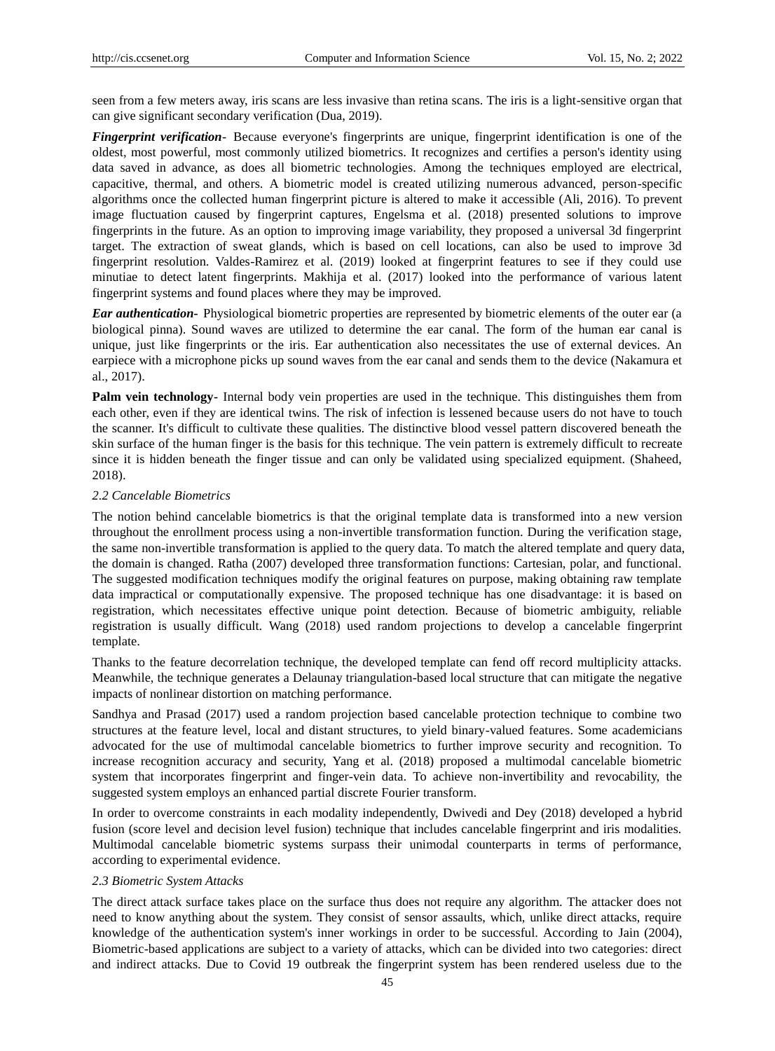seen from a few meters away, iris scans are less invasive than retina scans. The iris is a light-sensitive organ that can give significant secondary verification (Dua, 2019).

***Fingerprint verification***- Because everyone's fingerprints are unique, fingerprint identification is one of the oldest, most powerful, most commonly utilized biometrics. It recognizes and certifies a person's identity using data saved in advance, as does all biometric technologies. Among the techniques employed are electrical, capacitive, thermal, and others. A biometric model is created utilizing numerous advanced, person-specific algorithms once the collected human fingerprint picture is altered to make it accessible (Ali, 2016). To prevent image fluctuation caused by fingerprint captures, Engelsma et al. (2018) presented solutions to improve fingerprints in the future. As an option to improving image variability, they proposed a universal 3d fingerprint target. The extraction of sweat glands, which is based on cell locations, can also be used to improve 3d fingerprint resolution. Valdes-Ramirez et al. (2019) looked at fingerprint features to see if they could use minutiae to detect latent fingerprints. Makhija et al. (2017) looked into the performance of various latent fingerprint systems and found places where they may be improved.

***Ear authentication***- Physiological biometric properties are represented by biometric elements of the outer ear (a biological pinna). Sound waves are utilized to determine the ear canal. The form of the human ear canal is unique, just like fingerprints or the iris. Ear authentication also necessitates the use of external devices. An earpiece with a microphone picks up sound waves from the ear canal and sends them to the device (Nakamura et al., 2017).

**Palm vein technology**- Internal body vein properties are used in the technique. This distinguishes them from each other, even if they are identical twins. The risk of infection is lessened because users do not have to touch the scanner. It's difficult to cultivate these qualities. The distinctive blood vessel pattern discovered beneath the skin surface of the human finger is the basis for this technique. The vein pattern is extremely difficult to recreate since it is hidden beneath the finger tissue and can only be validated using specialized equipment. (Shaheed, 2018).

### *2.2 Cancelable Biometrics*

The notion behind cancelable biometrics is that the original template data is transformed into a new version throughout the enrollment process using a non-invertible transformation function. During the verification stage, the same non-invertible transformation is applied to the query data. To match the altered template and query data, the domain is changed. Ratha (2007) developed three transformation functions: Cartesian, polar, and functional. The suggested modification techniques modify the original features on purpose, making obtaining raw template data impractical or computationally expensive. The proposed technique has one disadvantage: it is based on registration, which necessitates effective unique point detection. Because of biometric ambiguity, reliable registration is usually difficult. Wang (2018) used random projections to develop a cancelable fingerprint template.

Thanks to the feature decorrelation technique, the developed template can fend off record multiplicity attacks. Meanwhile, the technique generates a Delaunay triangulation-based local structure that can mitigate the negative impacts of nonlinear distortion on matching performance.

Sandhya and Prasad (2017) used a random projection based cancelable protection technique to combine two structures at the feature level, local and distant structures, to yield binary-valued features. Some academicians advocated for the use of multimodal cancelable biometrics to further improve security and recognition. To increase recognition accuracy and security, Yang et al. (2018) proposed a multimodal cancelable biometric system that incorporates fingerprint and finger-vein data. To achieve non-invertibility and revocability, the suggested system employs an enhanced partial discrete Fourier transform.

In order to overcome constraints in each modality independently, Dwivedi and Dey (2018) developed a hybrid fusion (score level and decision level fusion) technique that includes cancelable fingerprint and iris modalities. Multimodal cancelable biometric systems surpass their unimodal counterparts in terms of performance, according to experimental evidence.

### *2.3 Biometric System Attacks*

The direct attack surface takes place on the surface thus does not require any algorithm. The attacker does not need to know anything about the system. They consist of sensor assaults, which, unlike direct attacks, require knowledge of the authentication system's inner workings in order to be successful. According to Jain (2004), Biometric-based applications are subject to a variety of attacks, which can be divided into two categories: direct and indirect attacks. Due to Covid 19 outbreak the fingerprint system has been rendered useless due to the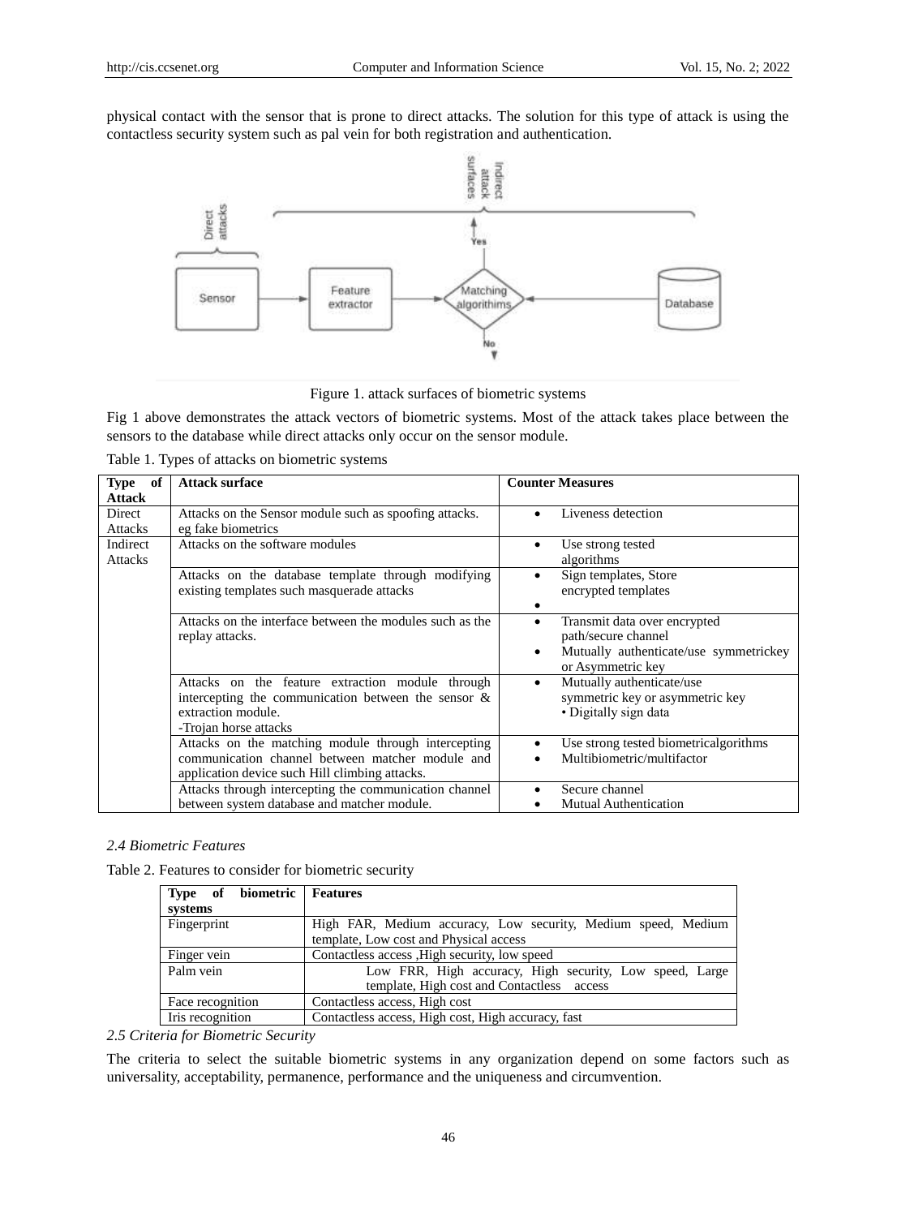physical contact with the sensor that is prone to direct attacks. The solution for this type of attack is using the contactless security system such as pal vein for both registration and authentication.

Figure 1. attack surfaces of biometric systems

Fig 1 above demonstrates the attack vectors of biometric systems. Most of the attack takes place between the sensors to the database while direct attacks only occur on the sensor module.

Table 1. Types of attacks on biometric systems

| Type of Attack | Attack surface | Counter Measures |
|---|---|---|
| Direct Attacks | Attacks on the Sensor module such as spoofing attacks. eg fake biometrics | • Liveness detection |
| Indirect Attacks | Attacks on the software modules | • Use strong tested algorithms |
| | Attacks on the database template through modifying existing templates such masquerade attacks | • Sign templates, Store encrypted templates<br>• |
| | Attacks on the interface between the modules such as the replay attacks. | • Transmit data over encrypted path/secure channel<br>• Mutually authenticate/use symmetrickey or Asymmetric key |
| | Attacks on the feature extraction module through intercepting the communication between the sensor & extraction module.<br>-Trojan horse attacks | • Mutually authenticate/use symmetric key or asymmetric key<br>• Digitally sign data |
| | Attacks on the matching module through intercepting communication channel between matcher module and application device such Hill climbing attacks. | • Use strong tested biometricalgorithms<br>• Multibiometric/multifactor |
| | Attacks through intercepting the communication channel between system database and matcher module. | • Secure channel<br>• Mutual Authentication |

### *2.4 Biometric Features*

Table 2. Features to consider for biometric security

| Type of biometric systems | Features |
|---|---|
| Fingerprint | High FAR, Medium accuracy, Low security, Medium speed, Medium template, Low cost and Physical access |
| Finger vein | Contactless access ,High security, low speed |
| Palm vein | Low FRR, High accuracy, High security, Low speed, Large template, High cost and Contactless access |
| Face recognition | Contactless access, High cost |
| Iris recognition | Contactless access, High cost, High accuracy, fast |

### *2.5 Criteria for Biometric Security*

The criteria to select the suitable biometric systems in any organization depend on some factors such as universality, acceptability, permanence, performance and the uniqueness and circumvention.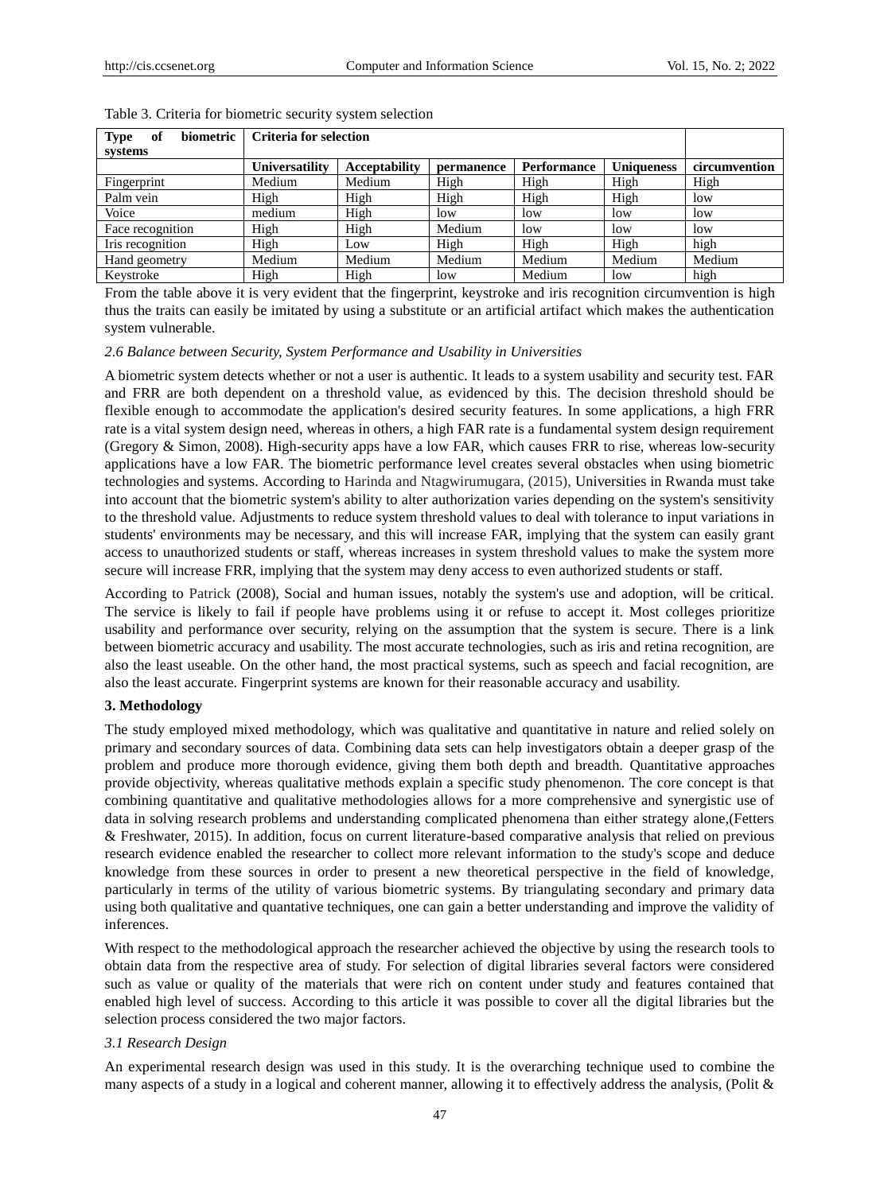Table 3. Criteria for biometric security system selection

| Type of biometric systems | Criteria for selection | | | | | |
|---|---|---|---|---|---|---|
| | **Universatility** | **Acceptability** | **permanence** | **Performance** | **Uniqueness** | **circumvention** |
| Fingerprint | Medium | Medium | High | High | High | High |
| Palm vein | High | High | High | High | High | low |
| Voice | medium | High | low | low | low | low |
| Face recognition | High | High | Medium | low | low | low |
| Iris recognition | High | Low | High | High | High | high |
| Hand geometry | Medium | Medium | Medium | Medium | Medium | Medium |
| Keystroke | High | High | low | Medium | low | high |

From the table above it is very evident that the fingerprint, keystroke and iris recognition circumvention is high thus the traits can easily be imitated by using a substitute or an artificial artifact which makes the authentication system vulnerable.

### *2.6 Balance between Security, System Performance and Usability in Universities*

A biometric system detects whether or not a user is authentic. It leads to a system usability and security test. FAR and FRR are both dependent on a threshold value, as evidenced by this. The decision threshold should be flexible enough to accommodate the application's desired security features. In some applications, a high FRR rate is a vital system design need, whereas in others, a high FAR rate is a fundamental system design requirement (Gregory & Simon, 2008). High-security apps have a low FAR, which causes FRR to rise, whereas low-security applications have a low FAR. The biometric performance level creates several obstacles when using biometric technologies and systems. According to Harinda and Ntagwirumugara, (2015), Universities in Rwanda must take into account that the biometric system's ability to alter authorization varies depending on the system's sensitivity to the threshold value. Adjustments to reduce system threshold values to deal with tolerance to input variations in students' environments may be necessary, and this will increase FAR, implying that the system can easily grant access to unauthorized students or staff, whereas increases in system threshold values to make the system more secure will increase FRR, implying that the system may deny access to even authorized students or staff.

According to Patrick (2008), Social and human issues, notably the system's use and adoption, will be critical. The service is likely to fail if people have problems using it or refuse to accept it. Most colleges prioritize usability and performance over security, relying on the assumption that the system is secure. There is a link between biometric accuracy and usability. The most accurate technologies, such as iris and retina recognition, are also the least useable. On the other hand, the most practical systems, such as speech and facial recognition, are also the least accurate. Fingerprint systems are known for their reasonable accuracy and usability.

## 3. Methodology

The study employed mixed methodology, which was qualitative and quantitative in nature and relied solely on primary and secondary sources of data. Combining data sets can help investigators obtain a deeper grasp of the problem and produce more thorough evidence, giving them both depth and breadth. Quantitative approaches provide objectivity, whereas qualitative methods explain a specific study phenomenon. The core concept is that combining quantitative and qualitative methodologies allows for a more comprehensive and synergistic use of data in solving research problems and understanding complicated phenomena than either strategy alone,(Fetters & Freshwater, 2015). In addition, focus on current literature-based comparative analysis that relied on previous research evidence enabled the researcher to collect more relevant information to the study's scope and deduce knowledge from these sources in order to present a new theoretical perspective in the field of knowledge, particularly in terms of the utility of various biometric systems. By triangulating secondary and primary data using both qualitative and quantative techniques, one can gain a better understanding and improve the validity of inferences.

With respect to the methodological approach the researcher achieved the objective by using the research tools to obtain data from the respective area of study. For selection of digital libraries several factors were considered such as value or quality of the materials that were rich on content under study and features contained that enabled high level of success. According to this article it was possible to cover all the digital libraries but the selection process considered the two major factors.

### *3.1 Research Design*

An experimental research design was used in this study. It is the overarching technique used to combine the many aspects of a study in a logical and coherent manner, allowing it to effectively address the analysis, (Polit &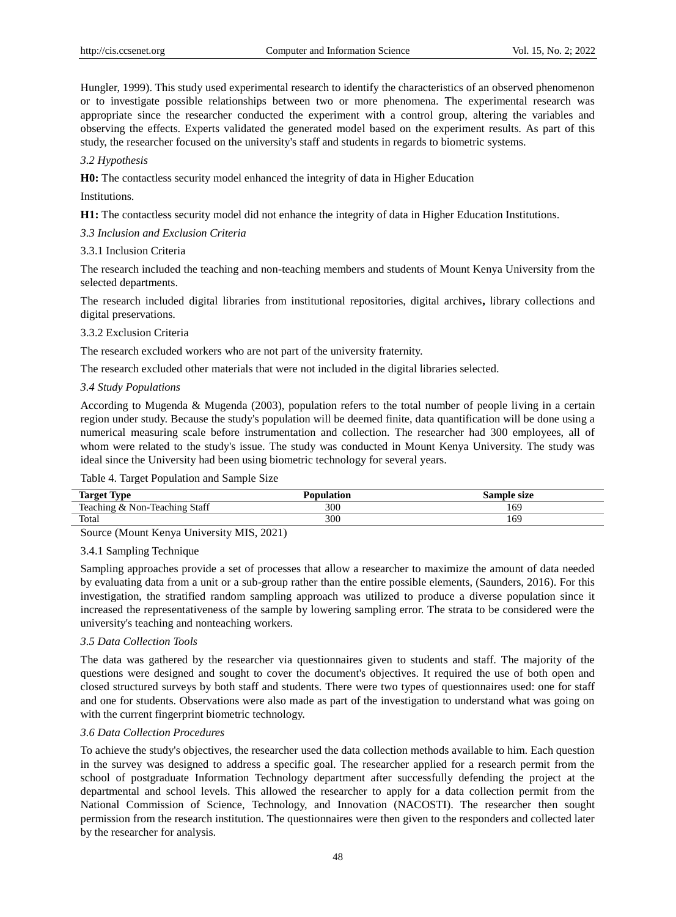Hungler, 1999). This study used experimental research to identify the characteristics of an observed phenomenon or to investigate possible relationships between two or more phenomena. The experimental research was appropriate since the researcher conducted the experiment with a control group, altering the variables and observing the effects. Experts validated the generated model based on the experiment results. As part of this study, the researcher focused on the university's staff and students in regards to biometric systems.

### *3.2 Hypothesis*

**H0:** The contactless security model enhanced the integrity of data in Higher Education

Institutions.

**H1:** The contactless security model did not enhance the integrity of data in Higher Education Institutions.

### *3.3 Inclusion and Exclusion Criteria*

#### 3.3.1 Inclusion Criteria

The research included the teaching and non-teaching members and students of Mount Kenya University from the selected departments.

The research included digital libraries from institutional repositories, digital archives**,** library collections and digital preservations.

#### 3.3.2 Exclusion Criteria

The research excluded workers who are not part of the university fraternity.

The research excluded other materials that were not included in the digital libraries selected.

### *3.4 Study Populations*

According to Mugenda & Mugenda (2003), population refers to the total number of people living in a certain region under study. Because the study's population will be deemed finite, data quantification will be done using a numerical measuring scale before instrumentation and collection. The researcher had 300 employees, all of whom were related to the study's issue. The study was conducted in Mount Kenya University. The study was ideal since the University had been using biometric technology for several years.

Table 4. Target Population and Sample Size

| Target Type | Population | Sample size |
| --- | --- | --- |
| Teaching & Non-Teaching Staff | 300 | 169 |
| Total | 300 | 169 |

Source (Mount Kenya University MIS, 2021)

#### 3.4.1 Sampling Technique

Sampling approaches provide a set of processes that allow a researcher to maximize the amount of data needed by evaluating data from a unit or a sub-group rather than the entire possible elements, (Saunders, 2016). For this investigation, the stratified random sampling approach was utilized to produce a diverse population since it increased the representativeness of the sample by lowering sampling error. The strata to be considered were the university's teaching and nonteaching workers.

### *3.5 Data Collection Tools*

The data was gathered by the researcher via questionnaires given to students and staff. The majority of the questions were designed and sought to cover the document's objectives. It required the use of both open and closed structured surveys by both staff and students. There were two types of questionnaires used: one for staff and one for students. Observations were also made as part of the investigation to understand what was going on with the current fingerprint biometric technology.

### *3.6 Data Collection Procedures*

To achieve the study's objectives, the researcher used the data collection methods available to him. Each question in the survey was designed to address a specific goal. The researcher applied for a research permit from the school of postgraduate Information Technology department after successfully defending the project at the departmental and school levels. This allowed the researcher to apply for a data collection permit from the National Commission of Science, Technology, and Innovation (NACOSTI). The researcher then sought permission from the research institution. The questionnaires were then given to the responders and collected later by the researcher for analysis.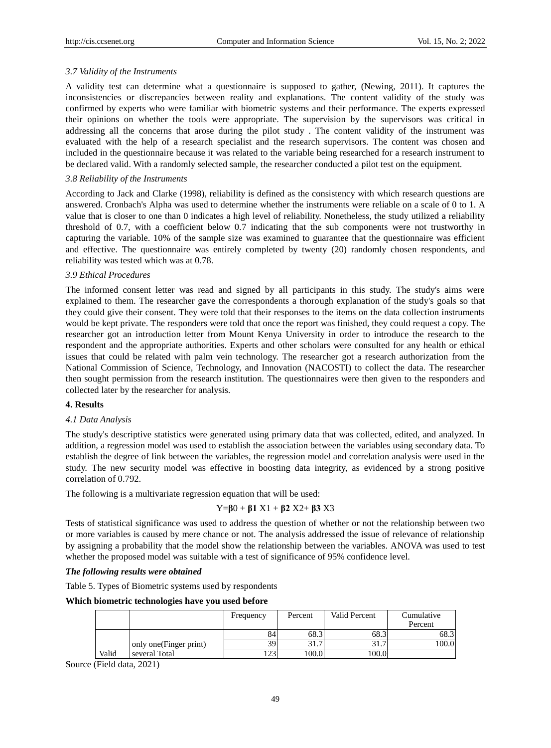### 3.7 Validity of the Instruments

A validity test can determine what a questionnaire is supposed to gather, (Newing, 2011). It captures the inconsistencies or discrepancies between reality and explanations. The content validity of the study was confirmed by experts who were familiar with biometric systems and their performance. The experts expressed their opinions on whether the tools were appropriate. The supervision by the supervisors was critical in addressing all the concerns that arose during the pilot study . The content validity of the instrument was evaluated with the help of a research specialist and the research supervisors. The content was chosen and included in the questionnaire because it was related to the variable being researched for a research instrument to be declared valid. With a randomly selected sample, the researcher conducted a pilot test on the equipment.

### 3.8 Reliability of the Instruments

According to Jack and Clarke (1998), reliability is defined as the consistency with which research questions are answered. Cronbach's Alpha was used to determine whether the instruments were reliable on a scale of 0 to 1. A value that is closer to one than 0 indicates a high level of reliability. Nonetheless, the study utilized a reliability threshold of 0.7, with a coefficient below 0.7 indicating that the sub components were not trustworthy in capturing the variable. 10% of the sample size was examined to guarantee that the questionnaire was efficient and effective. The questionnaire was entirely completed by twenty (20) randomly chosen respondents, and reliability was tested which was at 0.78.

### 3.9 Ethical Procedures

The informed consent letter was read and signed by all participants in this study. The study's aims were explained to them. The researcher gave the correspondents a thorough explanation of the study's goals so that they could give their consent. They were told that their responses to the items on the data collection instruments would be kept private. The responders were told that once the report was finished, they could request a copy. The researcher got an introduction letter from Mount Kenya University in order to introduce the research to the respondent and the appropriate authorities. Experts and other scholars were consulted for any health or ethical issues that could be related with palm vein technology. The researcher got a research authorization from the National Commission of Science, Technology, and Innovation (NACOSTI) to collect the data. The researcher then sought permission from the research institution. The questionnaires were then given to the responders and collected later by the researcher for analysis.

## 4. Results

### 4.1 Data Analysis

The study's descriptive statistics were generated using primary data that was collected, edited, and analyzed. In addition, a regression model was used to establish the association between the variables using secondary data. To establish the degree of link between the variables, the regression model and correlation analysis were used in the study. The new security model was effective in boosting data integrity, as evidenced by a strong positive correlation of 0.792.

The following is a multivariate regression equation that will be used:

$$Y = \beta_0 + \beta_1 X1 + \beta_2 X2 + \beta_3 X3$$

Tests of statistical significance was used to address the question of whether or not the relationship between two or more variables is caused by mere chance or not. The analysis addressed the issue of relevance of relationship by assigning a probability that the model show the relationship between the variables. ANOVA was used to test whether the proposed model was suitable with a test of significance of 95% confidence level.

***The following results were obtained***

Table 5. Types of Biometric systems used by respondents

**Which biometric technologies have you used before**

| | | Frequency | Percent | Valid Percent | Cumulative Percent |
|---|---|---|---|---|---|
| | | 84 | 68.3 | 68.3 | 68.3 |
| | only one(Finger print) | 39 | 31.7 | 31.7 | 100.0 |
| Valid | several Total | 123 | 100.0 | 100.0 | |

Source (Field data, 2021)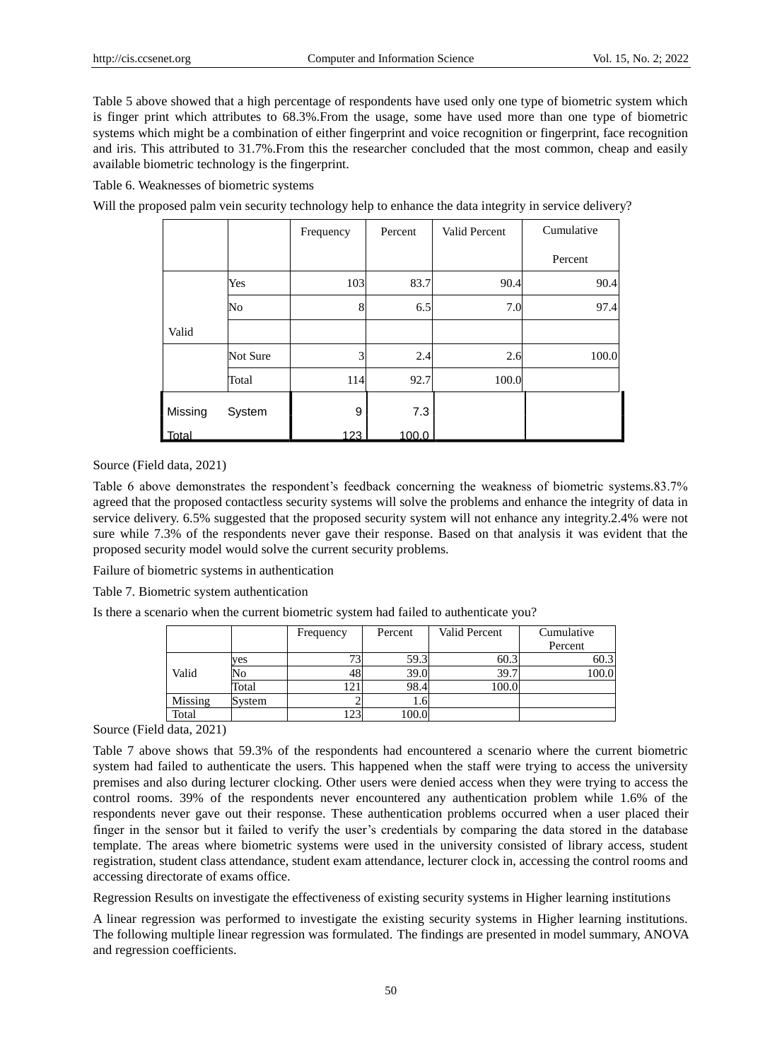Table 5 above showed that a high percentage of respondents have used only one type of biometric system which is finger print which attributes to 68.3%.From the usage, some have used more than one type of biometric systems which might be a combination of either fingerprint and voice recognition or fingerprint, face recognition and iris. This attributed to 31.7%.From this the researcher concluded that the most common, cheap and easily available biometric technology is the fingerprint.

Table 6. Weaknesses of biometric systems

Will the proposed palm vein security technology help to enhance the data integrity in service delivery?

| | | Frequency | Percent | Valid Percent | Cumulative Percent |
|---|---|---|---|---|---|
| Valid | Yes | 103 | 83.7 | 90.4 | 90.4 |
| | No | 8 | 6.5 | 7.0 | 97.4 |
| | Not Sure | 3 | 2.4 | 2.6 | 100.0 |
| | Total | 114 | 92.7 | 100.0 | |
| Missing | System | 9 | 7.3 | | |
| Total | | 123 | 100.0 | | |

Source (Field data, 2021)

Table 6 above demonstrates the respondent's feedback concerning the weakness of biometric systems.83.7% agreed that the proposed contactless security systems will solve the problems and enhance the integrity of data in service delivery. 6.5% suggested that the proposed security system will not enhance any integrity.2.4% were not sure while 7.3% of the respondents never gave their response. Based on that analysis it was evident that the proposed security model would solve the current security problems.

Failure of biometric systems in authentication

Table 7. Biometric system authentication

Is there a scenario when the current biometric system had failed to authenticate you?

| | | Frequency | Percent | Valid Percent | Cumulative Percent |
|---|---|---|---|---|---|
| Valid | yes | 73 | 59.3 | 60.3 | 60.3 |
| | No | 48 | 39.0 | 39.7 | 100.0 |
| | Total | 121 | 98.4 | 100.0 | |
| Missing | System | 2 | 1.6 | | |
| Total | | 123 | 100.0 | | |

Source (Field data, 2021)

Table 7 above shows that 59.3% of the respondents had encountered a scenario where the current biometric system had failed to authenticate the users. This happened when the staff were trying to access the university premises and also during lecturer clocking. Other users were denied access when they were trying to access the control rooms. 39% of the respondents never encountered any authentication problem while 1.6% of the respondents never gave out their response. These authentication problems occurred when a user placed their finger in the sensor but it failed to verify the user's credentials by comparing the data stored in the database template. The areas where biometric systems were used in the university consisted of library access, student registration, student class attendance, student exam attendance, lecturer clock in, accessing the control rooms and accessing directorate of exams office.

Regression Results on investigate the effectiveness of existing security systems in Higher learning institutions

A linear regression was performed to investigate the existing security systems in Higher learning institutions. The following multiple linear regression was formulated. The findings are presented in model summary, ANOVA and regression coefficients.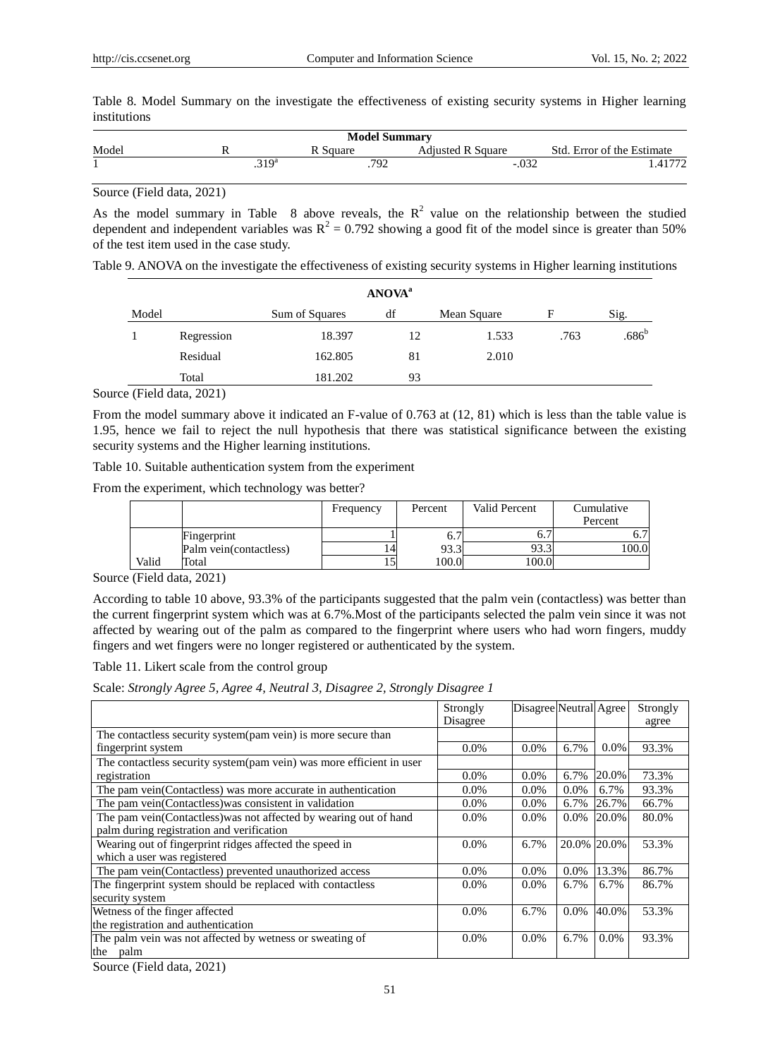Table 8. Model Summary on the investigate the effectiveness of existing security systems in Higher learning institutions

| Model Summary | | | | |
|---|---|---|---|---|
| Model | R | R Square | Adjusted R Square | Std. Error of the Estimate |
| 1 | .319[a] | .792 | -.032 | 1.41772 |

Source (Field data, 2021)

As the model summary in Table 8 above reveals, the $R^2$ value on the relationship between the studied dependent and independent variables was $R^2 = 0.792$ showing a good fit of the model since is greater than 50% of the test item used in the case study.

Table 9. ANOVA on the investigate the effectiveness of existing security systems in Higher learning institutions

| ANOVA[a] | | | | | | |
|---|---|---|---|---|---|---|
| Model | | Sum of Squares | df | Mean Square | F | Sig. |
| 1 | Regression | 18.397 | 12 | 1.533 | .763 | .686[b] |
| | Residual | 162.805 | 81 | 2.010 | | |
| | Total | 181.202 | 93 | | | |

Source (Field data, 2021)

From the model summary above it indicated an F-value of 0.763 at (12, 81) which is less than the table value is 1.95, hence we fail to reject the null hypothesis that there was statistical significance between the existing security systems and the Higher learning institutions.

Table 10. Suitable authentication system from the experiment

From the experiment, which technology was better?

| | | Frequency | Percent | Valid Percent | Cumulative Percent |
|---|---|---|---|---|---|
| | Fingerprint | 1 | 6.7 | 6.7 | 6.7 |
| | Palm vein(contactless) | 14 | 93.3 | 93.3 | 100.0 |
| Valid | Total | 15 | 100.0 | 100.0 | |

Source (Field data, 2021)

According to table 10 above, 93.3% of the participants suggested that the palm vein (contactless) was better than the current fingerprint system which was at 6.7%.Most of the participants selected the palm vein since it was not affected by wearing out of the palm as compared to the fingerprint where users who had worn fingers, muddy fingers and wet fingers were no longer registered or authenticated by the system.

Table 11. Likert scale from the control group

Scale: *Strongly Agree 5, Agree 4, Neutral 3, Disagree 2, Strongly Disagree 1*

| | Strongly Disagree | Disagree | Neutral | Agree | Strongly agree |
|---|---|---|---|---|---|
| The contactless security system(pam vein) is more secure than fingerprint system | 0.0% | 0.0% | 6.7% | 0.0% | 93.3% |
| The contactless security system(pam vein) was more efficient in user registration | 0.0% | 0.0% | 6.7% | 20.0% | 73.3% |
| The pam vein(Contactless) was more accurate in authentication | 0.0% | 0.0% | 0.0% | 6.7% | 93.3% |
| The pam vein(Contactless)was consistent in validation | 0.0% | 0.0% | 6.7% | 26.7% | 66.7% |
| The pam vein(Contactless)was not affected by wearing out of hand palm during registration and verification | 0.0% | 0.0% | 0.0% | 20.0% | 80.0% |
| Wearing out of fingerprint ridges affected the speed in which a user was registered | 0.0% | 6.7% | 20.0% | 20.0% | 53.3% |
| The pam vein(Contactless) prevented unauthorized access | 0.0% | 0.0% | 0.0% | 13.3% | 86.7% |
| The fingerprint system should be replaced with contactless security system | 0.0% | 0.0% | 6.7% | 6.7% | 86.7% |
| Wetness of the finger affected the registration and authentication | 0.0% | 6.7% | 0.0% | 40.0% | 53.3% |
| The palm vein was not affected by wetness or sweating of the palm | 0.0% | 0.0% | 6.7% | 0.0% | 93.3% |

Source (Field data, 2021)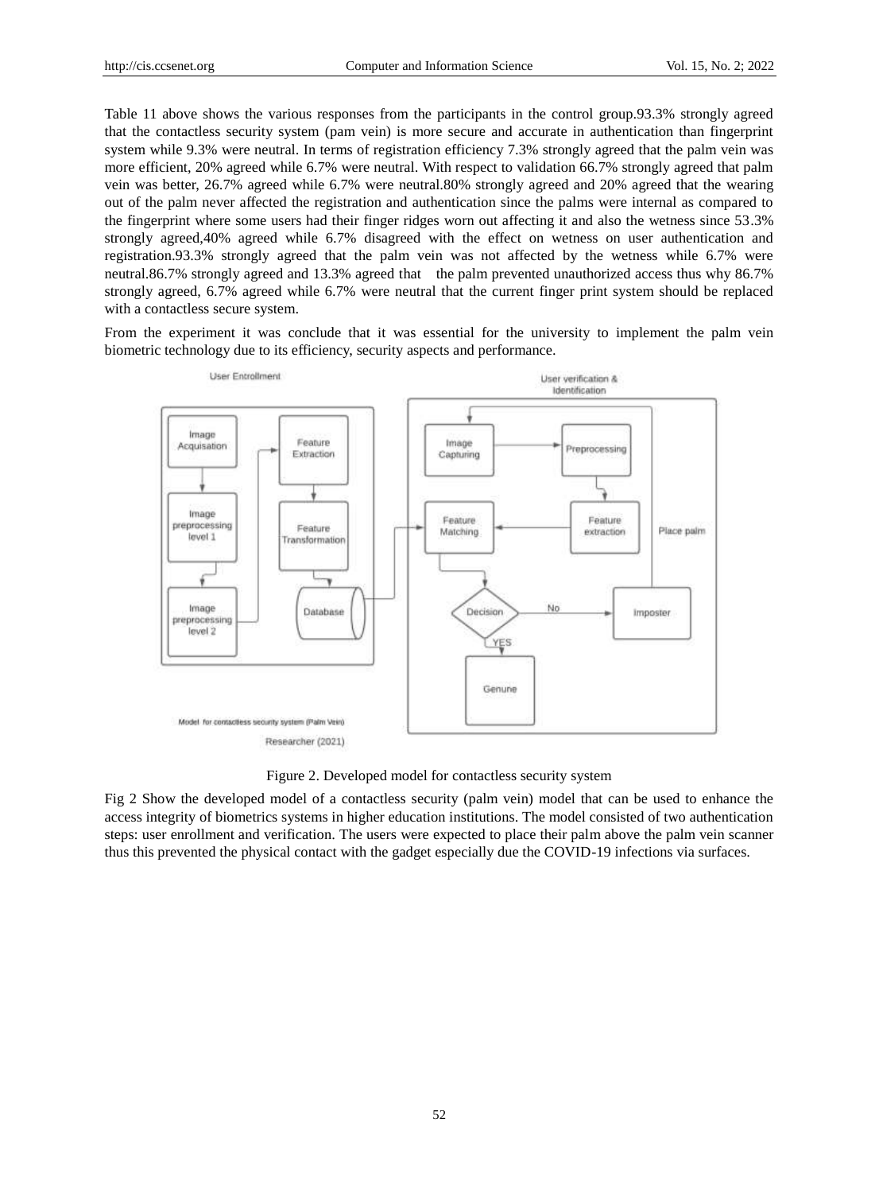Table 11 above shows the various responses from the participants in the control group.93.3% strongly agreed that the contactless security system (pam vein) is more secure and accurate in authentication than fingerprint system while 9.3% were neutral. In terms of registration efficiency 7.3% strongly agreed that the palm vein was more efficient, 20% agreed while 6.7% were neutral. With respect to validation 66.7% strongly agreed that palm vein was better, 26.7% agreed while 6.7% were neutral.80% strongly agreed and 20% agreed that the wearing out of the palm never affected the registration and authentication since the palms were internal as compared to the fingerprint where some users had their finger ridges worn out affecting it and also the wetness since 53.3% strongly agreed,40% agreed while 6.7% disagreed with the effect on wetness on user authentication and registration.93.3% strongly agreed that the palm vein was not affected by the wetness while 6.7% were neutral.86.7% strongly agreed and 13.3% agreed that the palm prevented unauthorized access thus why 86.7% strongly agreed, 6.7% agreed while 6.7% were neutral that the current finger print system should be replaced with a contactless secure system.

From the experiment it was conclude that it was essential for the university to implement the palm vein biometric technology due to its efficiency, security aspects and performance.

Figure 2. Developed model for contactless security system

Fig 2 Show the developed model of a contactless security (palm vein) model that can be used to enhance the access integrity of biometrics systems in higher education institutions. The model consisted of two authentication steps: user enrollment and verification. The users were expected to place their palm above the palm vein scanner thus this prevented the physical contact with the gadget especially due the COVID-19 infections via surfaces.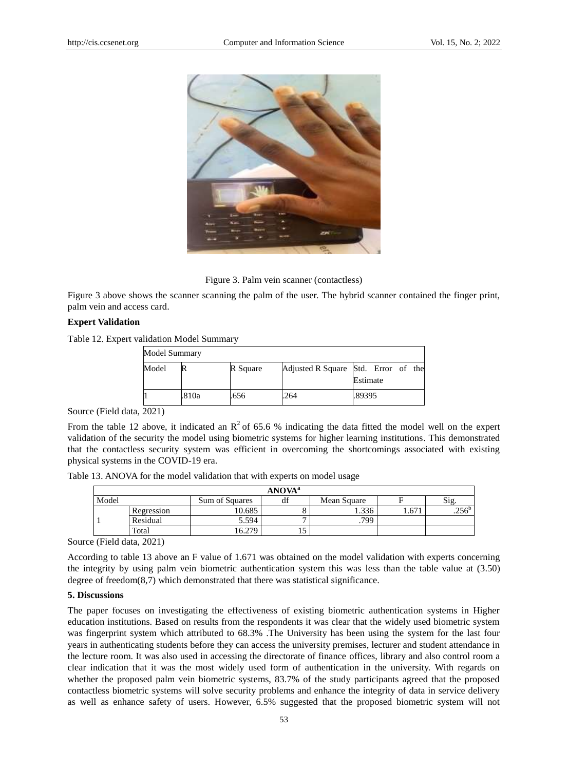Figure 3. Palm vein scanner (contactless)

Figure 3 above shows the scanner scanning the palm of the user. The hybrid scanner contained the finger print, palm vein and access card.

**Expert Validation**

Table 12. Expert validation Model Summary

| Model Summary | | | | |
|---|---|---|---|---|
| Model | R | R Square | Adjusted R Square | Std. Error of the Estimate |
| 1 | .810a | .656 | .264 | .89395 |

Source (Field data, 2021)

From the table 12 above, it indicated an $R^2$ of 65.6 % indicating the data fitted the model well on the expert validation of the security the model using biometric systems for higher learning institutions. This demonstrated that the contactless security system was efficient in overcoming the shortcomings associated with existing physical systems in the COVID-19 era.

Table 13. ANOVA for the model validation that with experts on model usage

| ANOVA[a] | | | | | | |
|---|---|---|---|---|---|---|
| Model | | Sum of Squares | df | Mean Square | F | Sig. |
| 1 | Regression | 10.685 | 8 | 1.336 | 1.671 | .256[b] |
| | Residual | 5.594 | 7 | .799 | | |
| | Total | 16.279 | 15 | | | |

Source (Field data, 2021)

According to table 13 above an F value of 1.671 was obtained on the model validation with experts concerning the integrity by using palm vein biometric authentication system this was less than the table value at (3.50) degree of freedom(8,7) which demonstrated that there was statistical significance.

## 5. Discussions

The paper focuses on investigating the effectiveness of existing biometric authentication systems in Higher education institutions. Based on results from the respondents it was clear that the widely used biometric system was fingerprint system which attributed to 68.3% .The University has been using the system for the last four years in authenticating students before they can access the university premises, lecturer and student attendance in the lecture room. It was also used in accessing the directorate of finance offices, library and also control room a clear indication that it was the most widely used form of authentication in the university. With regards on whether the proposed palm vein biometric systems, 83.7% of the study participants agreed that the proposed contactless biometric systems will solve security problems and enhance the integrity of data in service delivery as well as enhance safety of users. However, 6.5% suggested that the proposed biometric system will not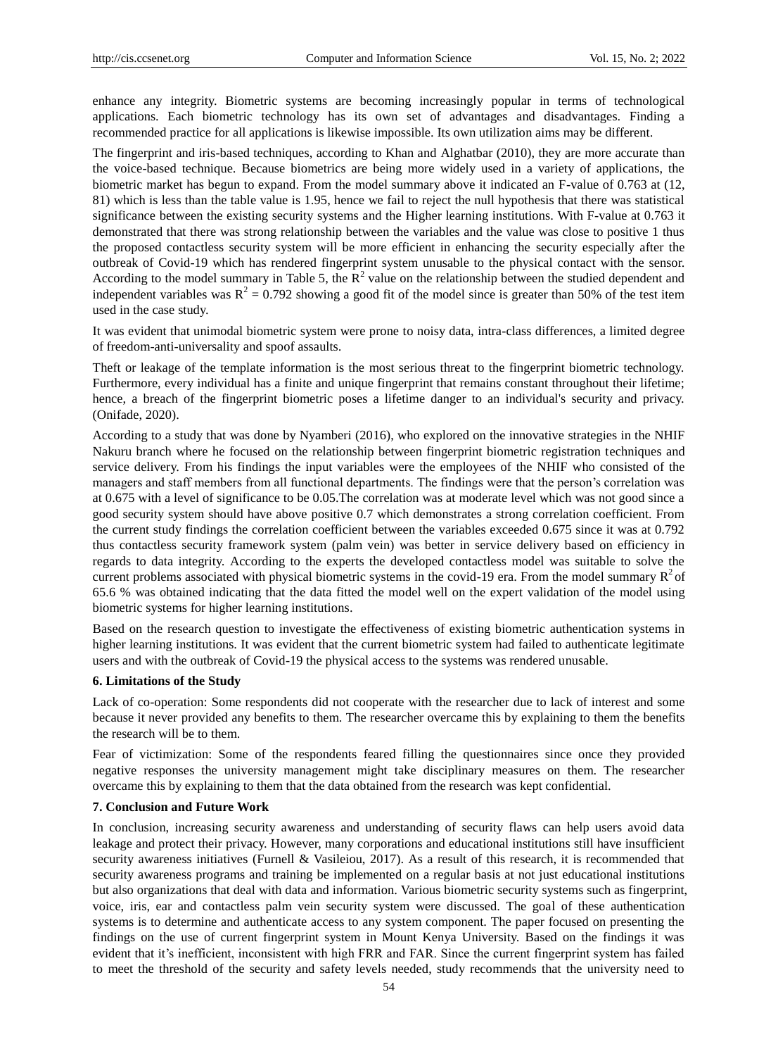enhance any integrity. Biometric systems are becoming increasingly popular in terms of technological applications. Each biometric technology has its own set of advantages and disadvantages. Finding a recommended practice for all applications is likewise impossible. Its own utilization aims may be different.

The fingerprint and iris-based techniques, according to Khan and Alghatbar (2010), they are more accurate than the voice-based technique. Because biometrics are being more widely used in a variety of applications, the biometric market has begun to expand. From the model summary above it indicated an F-value of 0.763 at (12, 81) which is less than the table value is 1.95, hence we fail to reject the null hypothesis that there was statistical significance between the existing security systems and the Higher learning institutions. With F-value at 0.763 it demonstrated that there was strong relationship between the variables and the value was close to positive 1 thus the proposed contactless security system will be more efficient in enhancing the security especially after the outbreak of Covid-19 which has rendered fingerprint system unusable to the physical contact with the sensor. According to the model summary in Table 5, the $R^2$ value on the relationship between the studied dependent and independent variables was $R^2 = 0.792$ showing a good fit of the model since is greater than 50% of the test item used in the case study.

It was evident that unimodal biometric system were prone to noisy data, intra-class differences, a limited degree of freedom-anti-universality and spoof assaults.

Theft or leakage of the template information is the most serious threat to the fingerprint biometric technology. Furthermore, every individual has a finite and unique fingerprint that remains constant throughout their lifetime; hence, a breach of the fingerprint biometric poses a lifetime danger to an individual's security and privacy. (Onifade, 2020).

According to a study that was done by Nyamberi (2016), who explored on the innovative strategies in the NHIF Nakuru branch where he focused on the relationship between fingerprint biometric registration techniques and service delivery. From his findings the input variables were the employees of the NHIF who consisted of the managers and staff members from all functional departments. The findings were that the person's correlation was at 0.675 with a level of significance to be 0.05.The correlation was at moderate level which was not good since a good security system should have above positive 0.7 which demonstrates a strong correlation coefficient. From the current study findings the correlation coefficient between the variables exceeded 0.675 since it was at 0.792 thus contactless security framework system (palm vein) was better in service delivery based on efficiency in regards to data integrity. According to the experts the developed contactless model was suitable to solve the current problems associated with physical biometric systems in the covid-19 era. From the model summary $R^2$ of 65.6 % was obtained indicating that the data fitted the model well on the expert validation of the model using biometric systems for higher learning institutions.

Based on the research question to investigate the effectiveness of existing biometric authentication systems in higher learning institutions. It was evident that the current biometric system had failed to authenticate legitimate users and with the outbreak of Covid-19 the physical access to the systems was rendered unusable.

### 6. Limitations of the Study

Lack of co-operation: Some respondents did not cooperate with the researcher due to lack of interest and some because it never provided any benefits to them. The researcher overcame this by explaining to them the benefits the research will be to them.

Fear of victimization: Some of the respondents feared filling the questionnaires since once they provided negative responses the university management might take disciplinary measures on them. The researcher overcame this by explaining to them that the data obtained from the research was kept confidential.

### 7. Conclusion and Future Work

In conclusion, increasing security awareness and understanding of security flaws can help users avoid data leakage and protect their privacy. However, many corporations and educational institutions still have insufficient security awareness initiatives (Furnell & Vasileiou, 2017). As a result of this research, it is recommended that security awareness programs and training be implemented on a regular basis at not just educational institutions but also organizations that deal with data and information. Various biometric security systems such as fingerprint, voice, iris, ear and contactless palm vein security system were discussed. The goal of these authentication systems is to determine and authenticate access to any system component. The paper focused on presenting the findings on the use of current fingerprint system in Mount Kenya University. Based on the findings it was evident that it's inefficient, inconsistent with high FRR and FAR. Since the current fingerprint system has failed to meet the threshold of the security and safety levels needed, study recommends that the university need to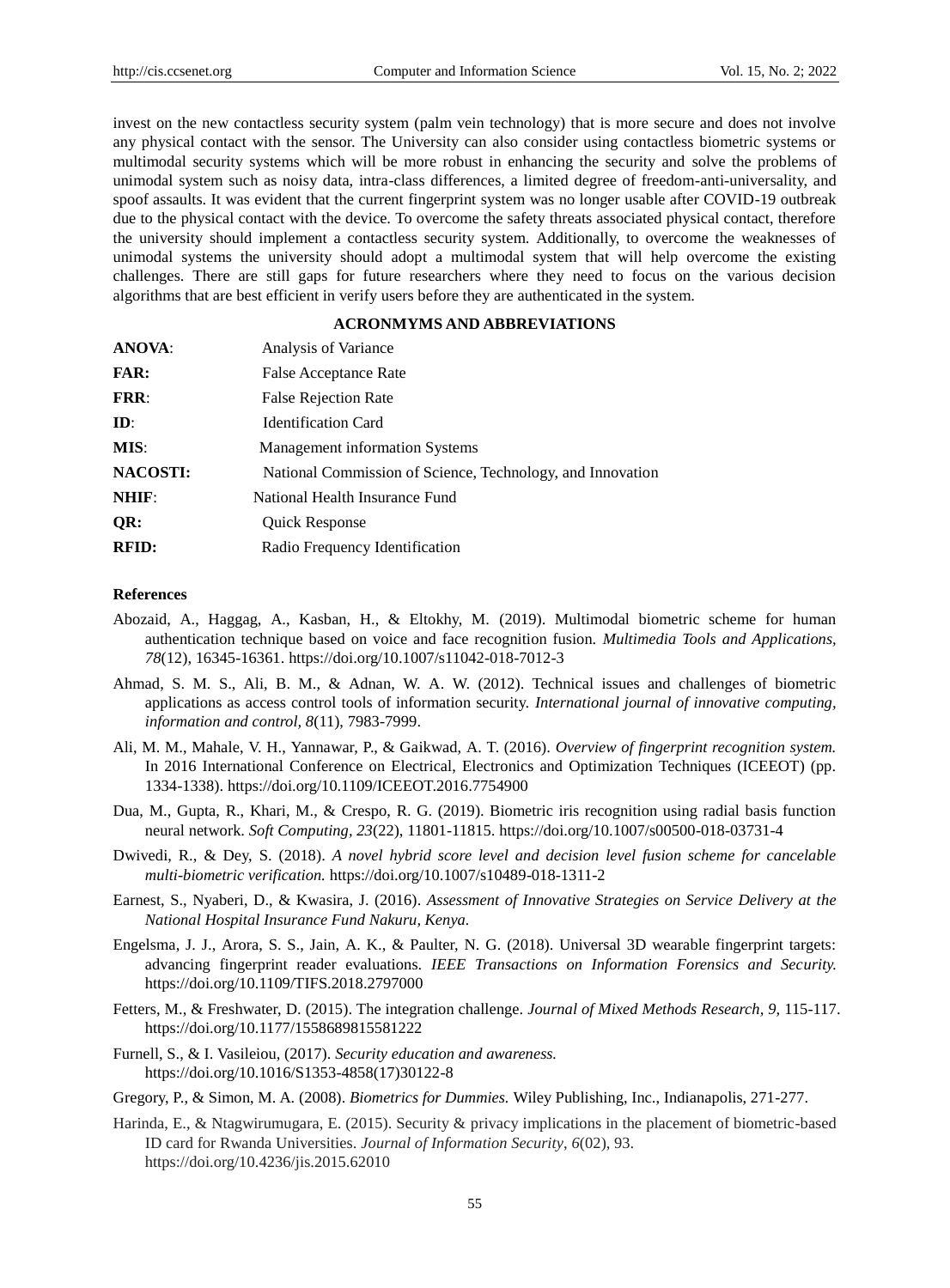invest on the new contactless security system (palm vein technology) that is more secure and does not involve any physical contact with the sensor. The University can also consider using contactless biometric systems or multimodal security systems which will be more robust in enhancing the security and solve the problems of unimodal system such as noisy data, intra-class differences, a limited degree of freedom-anti-universality, and spoof assaults. It was evident that the current fingerprint system was no longer usable after COVID-19 outbreak due to the physical contact with the device. To overcome the safety threats associated physical contact, therefore the university should implement a contactless security system. Additionally, to overcome the weaknesses of unimodal systems the university should adopt a multimodal system that will help overcome the existing challenges. There are still gaps for future researchers where they need to focus on the various decision algorithms that are best efficient in verify users before they are authenticated in the system.

## ACRONMYMS AND ABBREVIATIONS

**ANOVA**: Analysis of Variance

**FAR:** False Acceptance Rate

**FRR**: False Rejection Rate

**ID**: Identification Card

**MIS**: Management information Systems

**NACOSTI:** National Commission of Science, Technology, and Innovation

**NHIF**: National Health Insurance Fund

**QR:** Quick Response

**RFID:** Radio Frequency Identification

## References

Abozaid, A., Haggag, A., Kasban, H., & Eltokhy, M. (2019). Multimodal biometric scheme for human authentication technique based on voice and face recognition fusion. *Multimedia Tools and Applications, 78*(12), 16345-16361. https://doi.org/10.1007/s11042-018-7012-3

Ahmad, S. M. S., Ali, B. M., & Adnan, W. A. W. (2012). Technical issues and challenges of biometric applications as access control tools of information security. *International journal of innovative computing, information and control, 8*(11), 7983-7999.

Ali, M. M., Mahale, V. H., Yannawar, P., & Gaikwad, A. T. (2016). *Overview of fingerprint recognition system.* In 2016 International Conference on Electrical, Electronics and Optimization Techniques (ICEEOT) (pp. 1334-1338). https://doi.org/10.1109/ICEEOT.2016.7754900

Dua, M., Gupta, R., Khari, M., & Crespo, R. G. (2019). Biometric iris recognition using radial basis function neural network. *Soft Computing, 23*(22), 11801-11815. https://doi.org/10.1007/s00500-018-03731-4

Dwivedi, R., & Dey, S. (2018). *A novel hybrid score level and decision level fusion scheme for cancelable multi-biometric verification.* https://doi.org/10.1007/s10489-018-1311-2

Earnest, S., Nyaberi, D., & Kwasira, J. (2016). *Assessment of Innovative Strategies on Service Delivery at the National Hospital Insurance Fund Nakuru, Kenya.*

Engelsma, J. J., Arora, S. S., Jain, A. K., & Paulter, N. G. (2018). Universal 3D wearable fingerprint targets: advancing fingerprint reader evaluations. *IEEE Transactions on Information Forensics and Security.* https://doi.org/10.1109/TIFS.2018.2797000

Fetters, M., & Freshwater, D. (2015). The integration challenge. *Journal of Mixed Methods Research, 9,* 115-117. https://doi.org/10.1177/1558689815581222

Furnell, S., & I. Vasileiou, (2017). *Security education and awareness.* https://doi.org/10.1016/S1353-4858(17)30122-8

Gregory, P., & Simon, M. A. (2008). *Biometrics for Dummies.* Wiley Publishing, Inc., Indianapolis, 271-277.

Harinda, E., & Ntagwirumugara, E. (2015). Security & privacy implications in the placement of biometric-based ID card for Rwanda Universities. *Journal of Information Security, 6*(02), 93. https://doi.org/10.4236/jis.2015.62010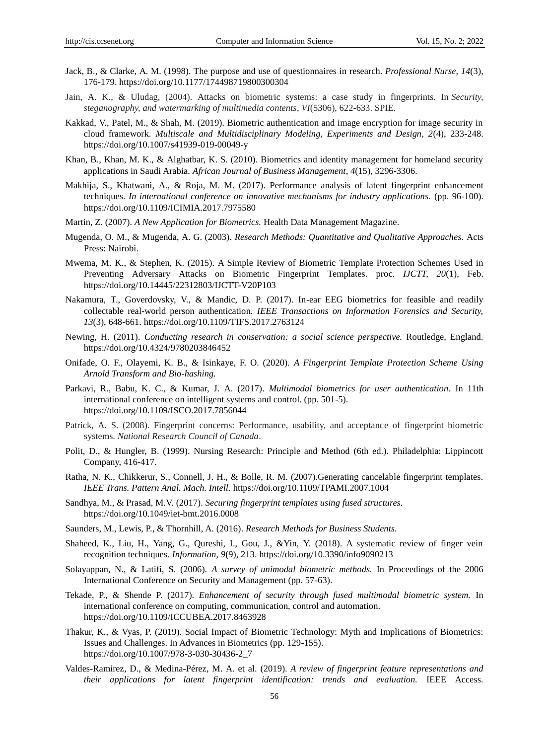Jack, B., & Clarke, A. M. (1998). The purpose and use of questionnaires in research. *Professional Nurse, 14*(3), 176-179. https://doi.org/10.1177/174498719800300304

Jain, A. K., & Uludag, (2004). Attacks on biometric systems: a case study in fingerprints. In *Security, steganography, and watermarking of multimedia contents, VI*(5306), 622-633. SPIE.

Kakkad, V., Patel, M., & Shah, M. (2019). Biometric authentication and image encryption for image security in cloud framework. *Multiscale and Multidisciplinary Modeling, Experiments and Design, 2*(4), 233-248. https://doi.org/10.1007/s41939-019-00049-y

Khan, B., Khan, M. K., & Alghatbar, K. S. (2010). Biometrics and identity management for homeland security applications in Saudi Arabia. *African Journal of Business Management, 4*(15), 3296-3306.

Makhija, S., Khatwani, A., & Roja, M. M. (2017). Performance analysis of latent fingerprint enhancement techniques. *In international conference on innovative mechanisms for industry applications.* (pp. 96-100). https://doi.org/10.1109/ICIMIA.2017.7975580

Martin, Z. (2007). *A New Application for Biometrics.* Health Data Management Magazine.

Mugenda, O. M., & Mugenda, A. G. (2003). *Research Methods: Quantitative and Qualitative Approaches*. Acts Press: Nairobi.

Mwema, M. K., & Stephen, K. (2015). A Simple Review of Biometric Template Protection Schemes Used in Preventing Adversary Attacks on Biometric Fingerprint Templates. proc. *IJCTT, 20*(1), Feb. https://doi.org/10.14445/22312803/IJCTT-V20P103

Nakamura, T., Goverdovsky, V., & Mandic, D. P. (2017). In-ear EEG biometrics for feasible and readily collectable real-world person authentication. *IEEE Transactions on Information Forensics and Security, 13*(3), 648-661. https://doi.org/10.1109/TIFS.2017.2763124

Newing, H. (2011). *Conducting research in conservation: a social science perspective.* Routledge, England. https://doi.org/10.4324/9780203846452

Onifade, O. F., Olayemi, K. B., & Isinkaye, F. O. (2020). *A Fingerprint Template Protection Scheme Using Arnold Transform and Bio-hashing.*

Parkavi, R., Babu, K. C., & Kumar, J. A. (2017). *Multimodal biometrics for user authentication.* In 11th international conference on intelligent systems and control. (pp. 501-5). https://doi.org/10.1109/ISCO.2017.7856044

Patrick, A. S. (2008). Fingerprint concerns: Performance, usability, and acceptance of fingerprint biometric systems. *National Research Council of Canada*.

Polit, D., & Hungler, B. (1999). Nursing Research: Principle and Method (6th ed.). Philadelphia: Lippincott Company, 416-417.

Ratha, N. K., Chikkerur, S., Connell, J. H., & Bolle, R. M. (2007).Generating cancelable fingerprint templates. *IEEE Trans. Pattern Anal. Mach. Intell.* https://doi.org/10.1109/TPAMI.2007.1004

Sandhya, M., & Prasad, M.V. (2017). *Securing fingerprint templates using fused structures.* https://doi.org/10.1049/iet-bmt.2016.0008

Saunders, M., Lewis, P., & Thornhill, A. (2016). *Research Methods for Business Students.*

Shaheed, K., Liu, H., Yang, G., Qureshi, I., Gou, J., &Yin, Y. (2018). A systematic review of finger vein recognition techniques. *Information, 9*(9), 213. https://doi.org/10.3390/info9090213

Solayappan, N., & Latifi, S. (2006). *A survey of unimodal biometric methods.* In Proceedings of the 2006 International Conference on Security and Management (pp. 57-63).

Tekade, P., & Shende P. (2017). *Enhancement of security through fused multimodal biometric system.* In international conference on computing, communication, control and automation. https://doi.org/10.1109/ICCUBEA.2017.8463928

Thakur, K., & Vyas, P. (2019). Social Impact of Biometric Technology: Myth and Implications of Biometrics: Issues and Challenges. In Advances in Biometrics (pp. 129-155). https://doi.org/10.1007/978-3-030-30436-2_7

Valdes-Ramirez, D., & Medina-Pérez, M. A. et al. (2019). *A review of fingerprint feature representations and their applications for latent fingerprint identification: trends and evaluation.* IEEE Access.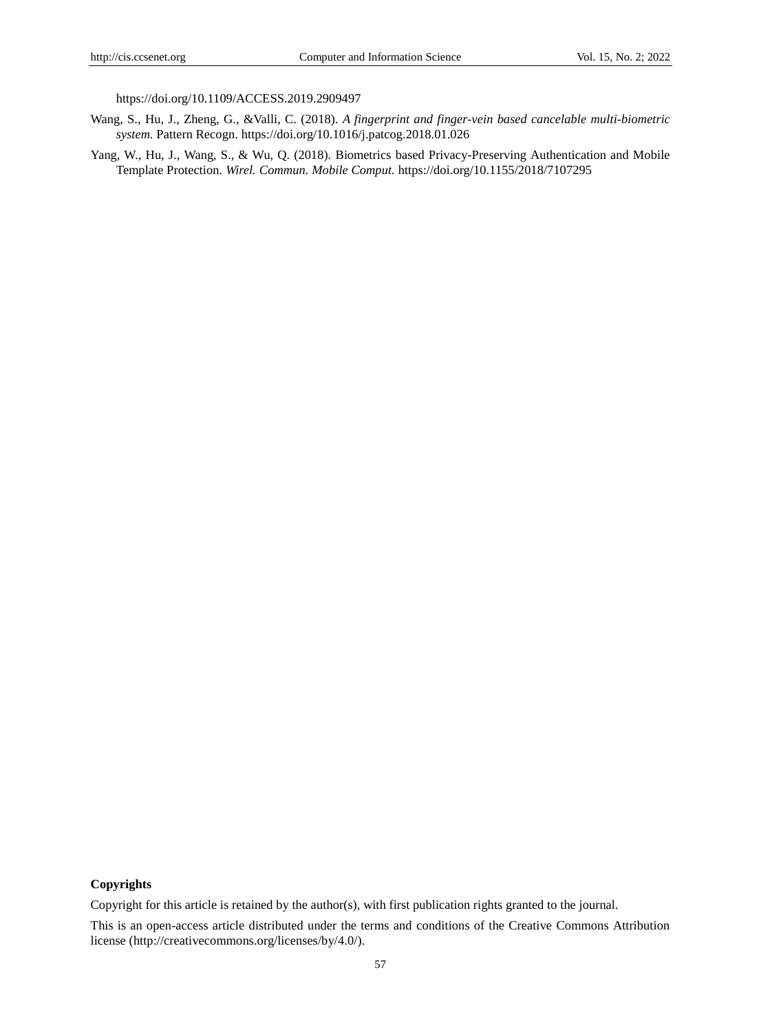https://doi.org/10.1109/ACCESS.2019.2909497

Wang, S., Hu, J., Zheng, G., &Valli, C. (2018). *A fingerprint and finger-vein based cancelable multi-biometric system.* Pattern Recogn. https://doi.org/10.1016/j.patcog.2018.01.026

Yang, W., Hu, J., Wang, S., & Wu, Q. (2018). Biometrics based Privacy-Preserving Authentication and Mobile Template Protection. *Wirel. Commun. Mobile Comput.* https://doi.org/10.1155/2018/7107295

**Copyrights**

Copyright for this article is retained by the author(s), with first publication rights granted to the journal.

This is an open-access article distributed under the terms and conditions of the Creative Commons Attribution license (http://creativecommons.org/licenses/by/4.0/).